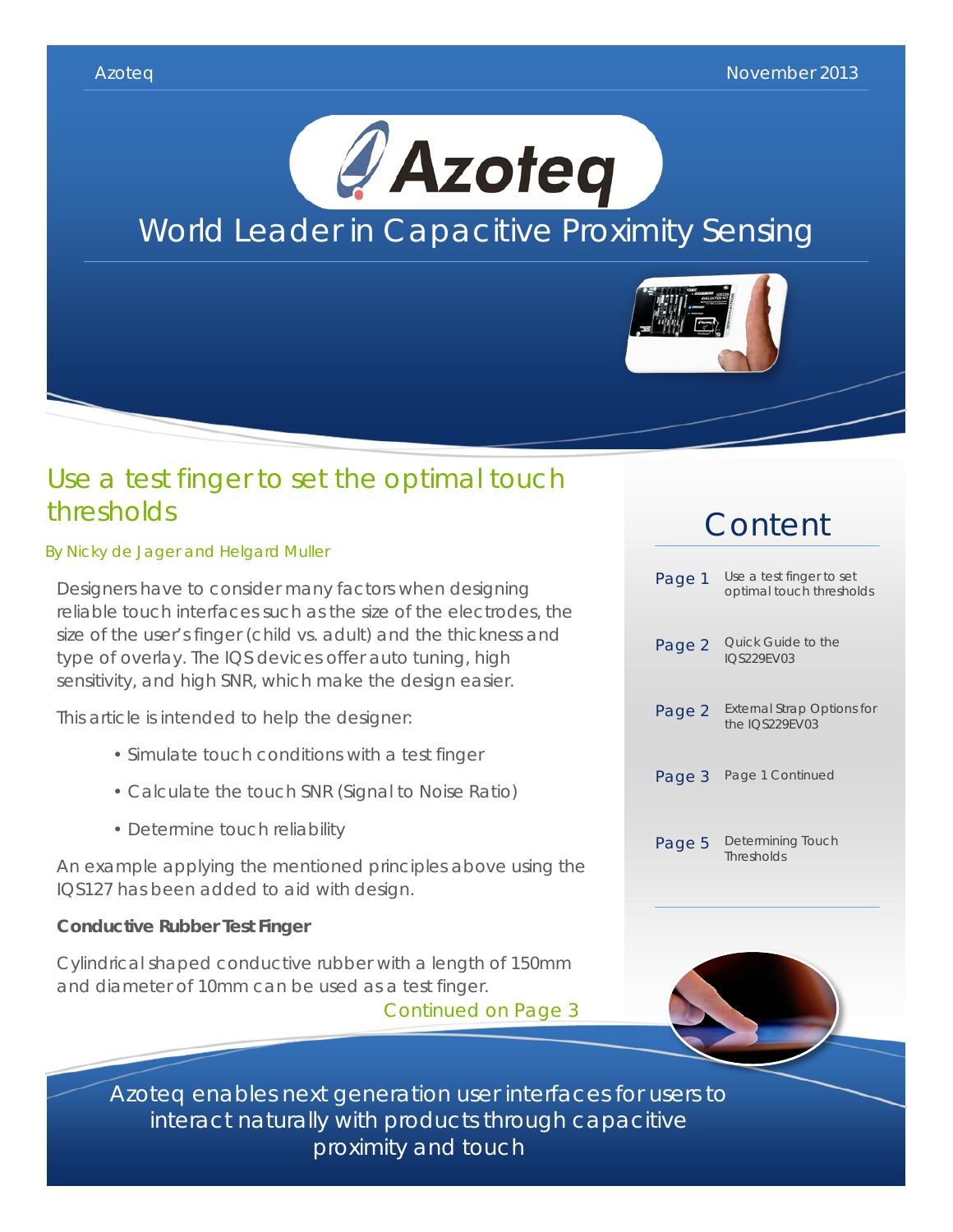Azoteq November 2013

# World Leader in Capacitive Proximity Sensing

## Use a test finger to set the optimal touch thresholds

By Nicky de Jager and Helgard Muller

Designers have to consider many factors when designing reliable touch interfaces such as the size of the electrodes, the size of the user's finger (child vs. adult) and the thickness and type of overlay. The IQS devices offer auto tuning, high sensitivity, and high SNR, which make the design easier.

This article is intended to help the designer:

- Simulate touch conditions with a test finger
- Calculate the touch SNR (Signal to Noise Ratio)
- Determine touch reliability

An example applying the mentioned principles above using the IQS127 has been added to aid with design.

**Conductive Rubber Test Finger**

Cylindrical shaped conductive rubber with a length of 150mm and diameter of 10mm can be used as a test finger.

Continued on Page 3

## Content

| | |
|---|---|
| Page 1 | Use a test finger to set optimal touch thresholds |
| Page 2 | Quick Guide to the IQS229EV03 |
| Page 2 | External Strap Options for the IQS229EV03 |
| Page 3 | Page 1 Continued |
| Page 5 | Determining Touch Thresholds |

Azoteq enables next generation user interfaces for users to interact naturally with products through capacitive proximity and touch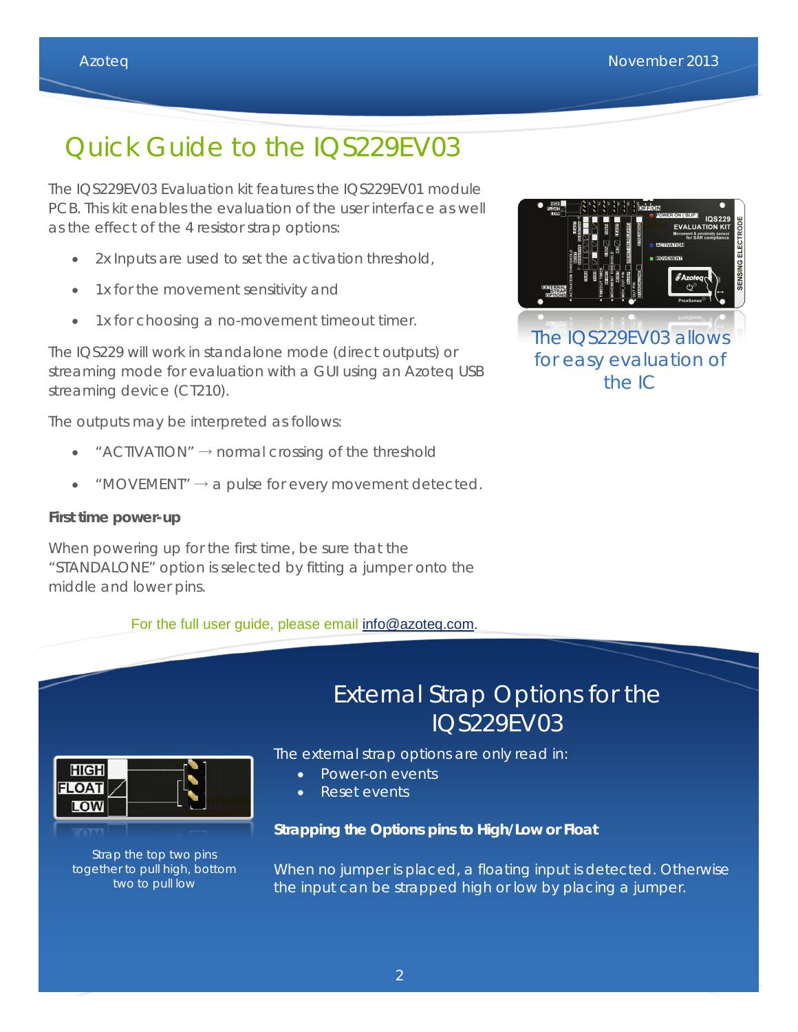# Quick Guide to the IQS229EV03

The IQS229EV03 Evaluation kit features the IQS229EV01 module PCB. This kit enables the evaluation of the user interface as well as the effect of the 4 resistor strap options:

- 2x Inputs are used to set the activation threshold,
- 1x for the movement sensitivity and
- 1x for choosing a no-movement timeout timer.

The IQS229 will work in standalone mode (direct outputs) or streaming mode for evaluation with a GUI using an Azoteq USB streaming device (CT210).

The outputs may be interpreted as follows:

- “ACTIVATION” → normal crossing of the threshold
- “MOVEMENT” → a pulse for every movement detected.

**First time power-up**

When powering up for the first time, be sure that the “STANDALONE” option is selected by fitting a jumper onto the middle and lower pins.

The IQS229EV03 allows for easy evaluation of the IC

For the full user guide, please email info@azoteq.com.

## External Strap Options for the IQS229EV03

The external strap options are only read in:

- Power-on events
- Reset events

**Strapping the Options pins to High/Low or Float**

When no jumper is placed, a floating input is detected. Otherwise the input can be strapped high or low by placing a jumper.

Strap the top two pins together to pull high, bottom two to pull low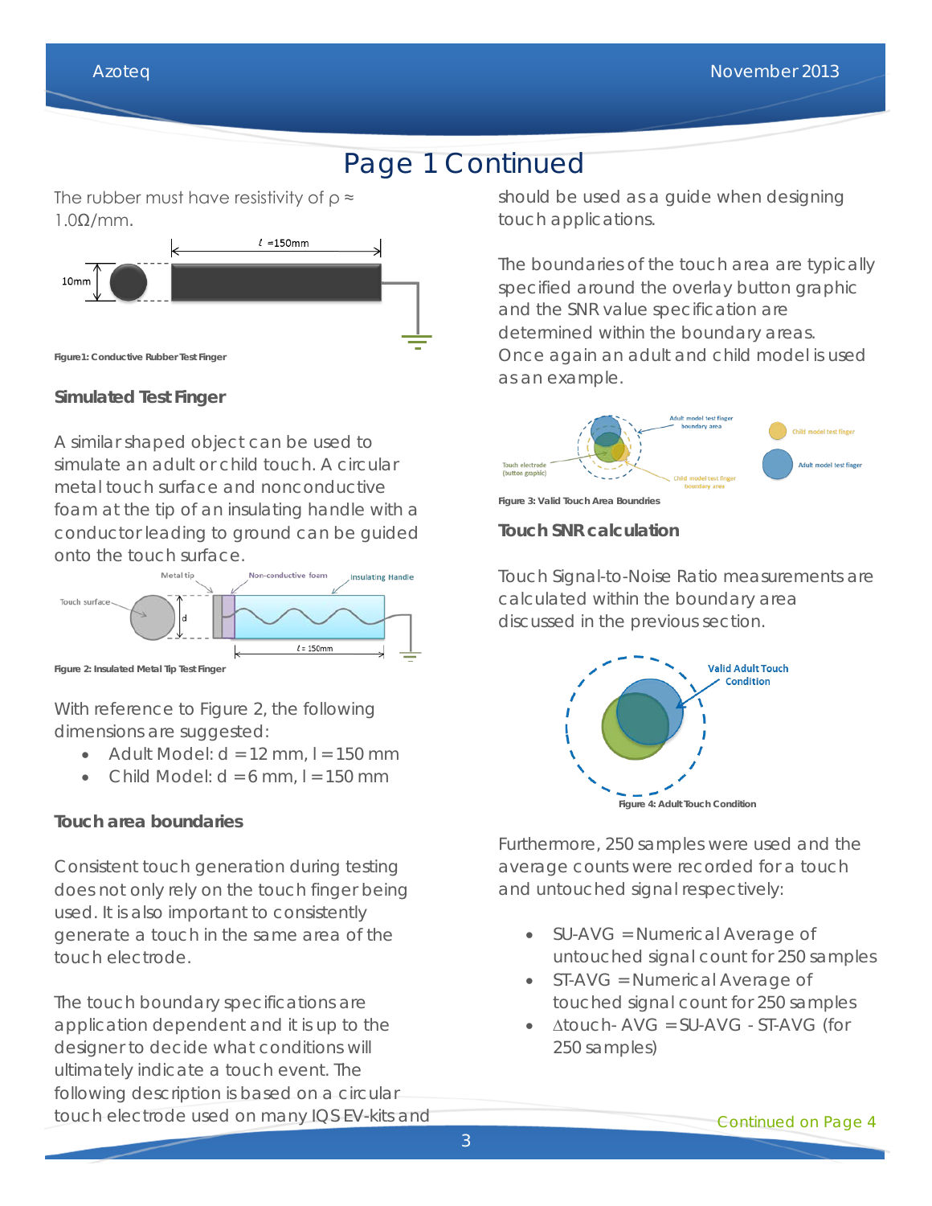# Page 1 Continued

The rubber must have resistivity of $\rho \approx 1.0\Omega/mm$.

Figure1: Conductive Rubber Test Finger

### Simulated Test Finger

A similar shaped object can be used to simulate an adult or child touch. A circular metal touch surface and nonconductive foam at the tip of an insulating handle with a conductor leading to ground can be guided onto the touch surface.

Figure 2: Insulated Metal Tip Test Finger

With reference to Figure 2, the following dimensions are suggested:

- Adult Model: d = 12 mm, l = 150 mm
- Child Model: d = 6 mm, l = 150 mm

### Touch area boundaries

Consistent touch generation during testing does not only rely on the touch finger being used. It is also important to consistently generate a touch in the same area of the touch electrode.

The touch boundary specifications are application dependent and it is up to the designer to decide what conditions will ultimately indicate a touch event. The following description is based on a circular touch electrode used on many IQS EV-kits and should be used as a guide when designing touch applications.

The boundaries of the touch area are typically specified around the overlay button graphic and the SNR value specification are determined within the boundary areas. Once again an adult and child model is used as an example.

Figure 3: Valid Touch Area Boundries

### Touch SNR calculation

Touch Signal-to-Noise Ratio measurements are calculated within the boundary area discussed in the previous section.

Figure 4: Adult Touch Condition

Furthermore, 250 samples were used and the average counts were recorded for a touch and untouched signal respectively:

- SU-AVG = Numerical Average of untouched signal count for 250 samples
- ST-AVG = Numerical Average of touched signal count for 250 samples
- $\Delta$touch- AVG = SU-AVG - ST-AVG (for 250 samples)

Continued on Page 4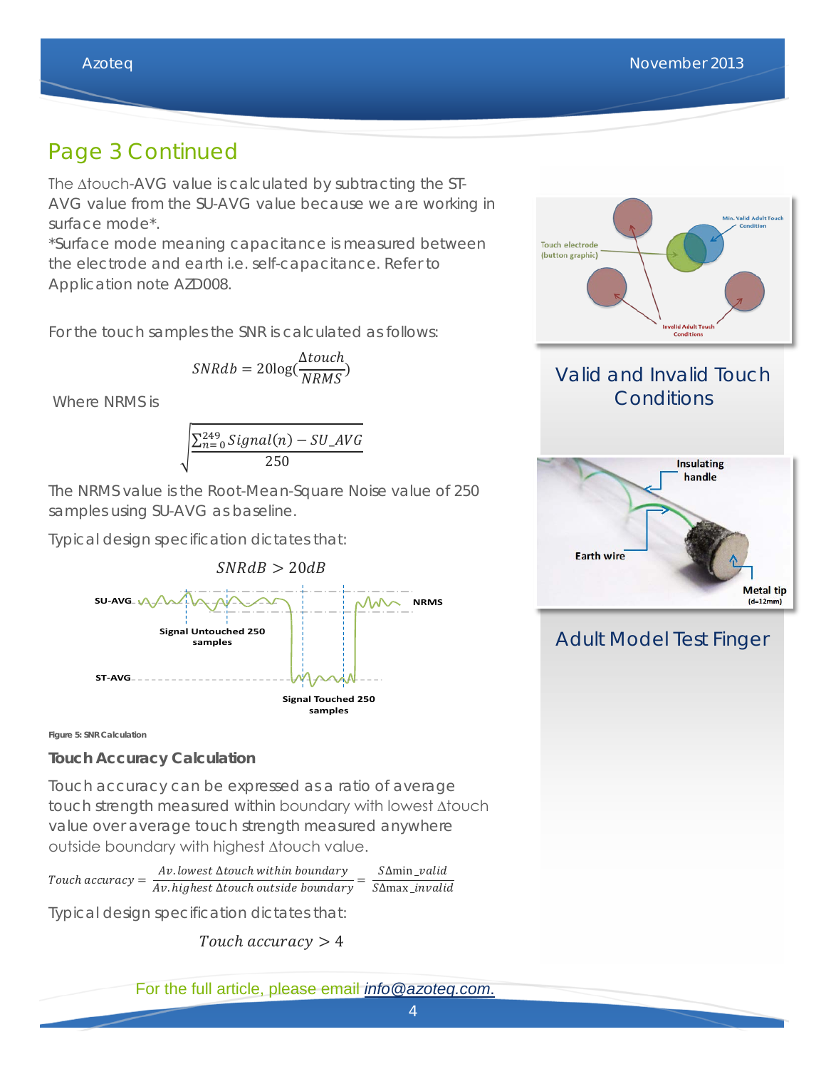## Page 3 Continued

The Δtouch-AVG value is calculated by subtracting the ST-AVG value from the SU-AVG value because we are working in surface mode*.

*Surface mode meaning capacitance is measured between the electrode and earth i.e. self-capacitance. Refer to Application note AZD008.

For the touch samples the SNR is calculated as follows:

$$SNRdb = 20\log(\frac{\Delta touch}{NRMS})$$

Where NRMS is

$$\sqrt{\frac{\sum_{n=0}^{249} Signal(n) - SU\_AVG}{250}}$$

The NRMS value is the Root-Mean-Square Noise value of 250 samples using SU-AVG as baseline.

Typical design specification dictates that:

$$SNRdB > 20dB$$

SU-AVG, NRMS, Signal Untouched 250 samples, ST-AVG, Signal Touched 250 samples

Figure 5: SNR Calculation

### Touch Accuracy Calculation

Touch accuracy can be expressed as a ratio of average touch strength measured within boundary with lowest Δtouch value over average touch strength measured anywhere outside boundary with highest Δtouch value.

$$Touch\ accuracy = \frac{Av.lowest\ \Delta touch\ within\ boundary}{Av.highest\ \Delta touch\ outside\ boundary} = \frac{S\Delta \min\_valid}{S\Delta \max\_invalid}$$

Typical design specification dictates that:

$$Touch\ accuracy > 4$$

Touch electrode (button graphic), Min. Valid Adult Touch Condition, Invalid Adult Touch Conditions

Valid and Invalid Touch Conditions

Insulating handle, Earth wire, Metal tip (d=12mm)

Adult Model Test Finger

For the full article, please email info@azoteq.com.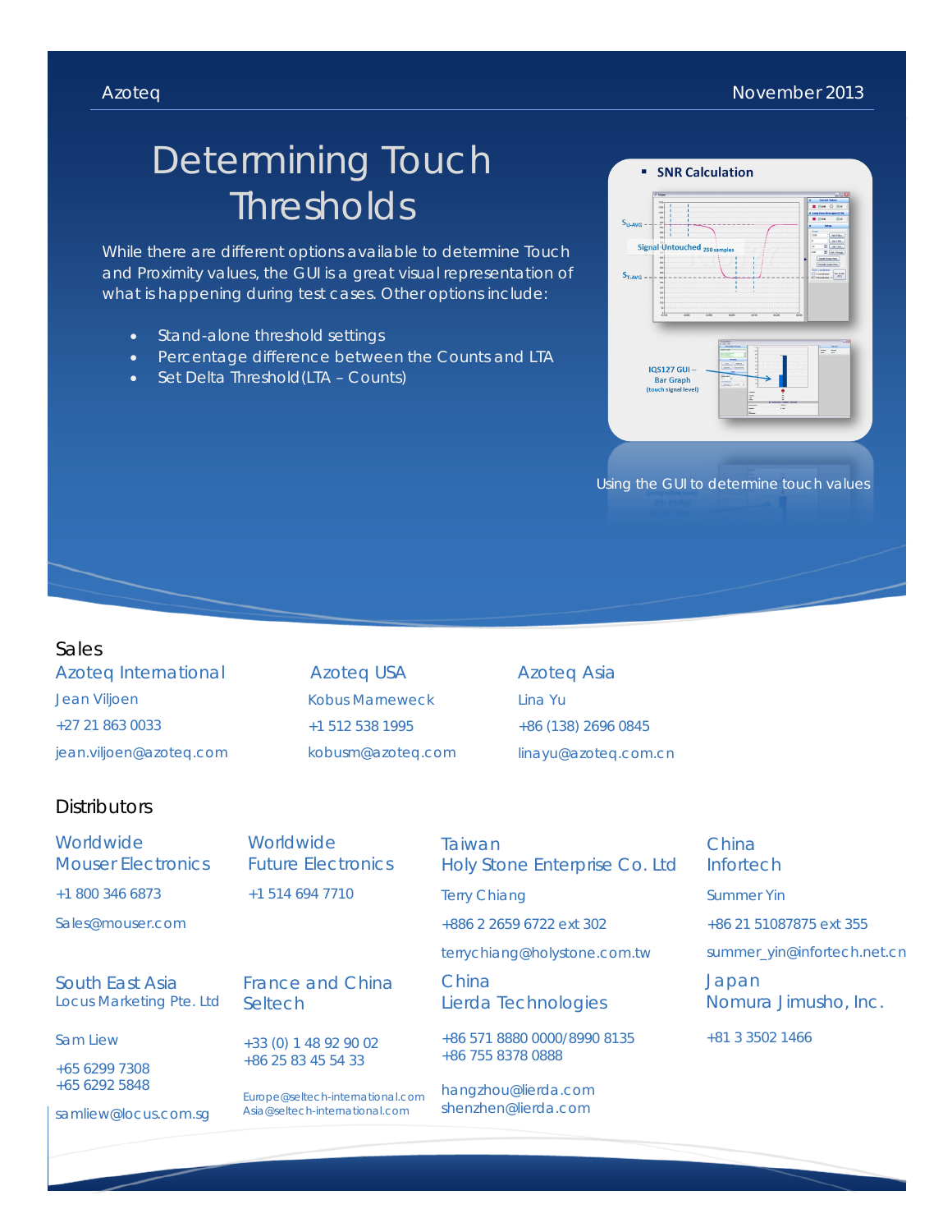# Determining Touch Thresholds

While there are different options available to determine Touch and Proximity values, the GUI is a great visual representation of what is happening during test cases. Other options include:

- Stand-alone threshold settings
- Percentage difference between the Counts and LTA
- Set Delta Threshold (LTA – Counts)

Using the GUI to determine touch values

## Sales

**Azoteq International**
Jean Viljoen
+27 21 863 0033
jean.viljoen@azoteq.com

**Azoteq USA**
Kobus Marneweck
+1 512 538 1995
kobusm@azoteq.com

**Azoteq Asia**
Lina Yu
+86 (138) 2696 0845
linayu@azoteq.com.cn

## Distributors

**Worldwide**
**Mouser Electronics**
+1 800 346 6873
Sales@mouser.com

**Worldwide**
**Future Electronics**
+1 514 694 7710

**Taiwan**
**Holy Stone Enterprise Co. Ltd**
Terry Chiang
+886 2 2659 6722 ext 302
terrychiang@holystone.com.tw

**China**
**Infortech**
Summer Yin
+86 21 51087875 ext 355
summer_yin@infortech.net.cn

**South East Asia**
**Locus Marketing Pte. Ltd**
Sam Liew
+65 6299 7308
+65 6292 5848
samliew@locus.com.sg

**France and China**
**Seltech**
+33 (0) 1 48 92 90 02
+86 25 83 45 54 33
Europe@seltech-international.com
Asia@seltech-international.com

**China**
**Lierda Technologies**
+86 571 8880 0000/8990 8135
+86 755 8378 0888
hangzhou@lierda.com
shenzhen@lierda.com

**Japan**
**Nomura Jimusho, Inc.**
+81 3 3502 1466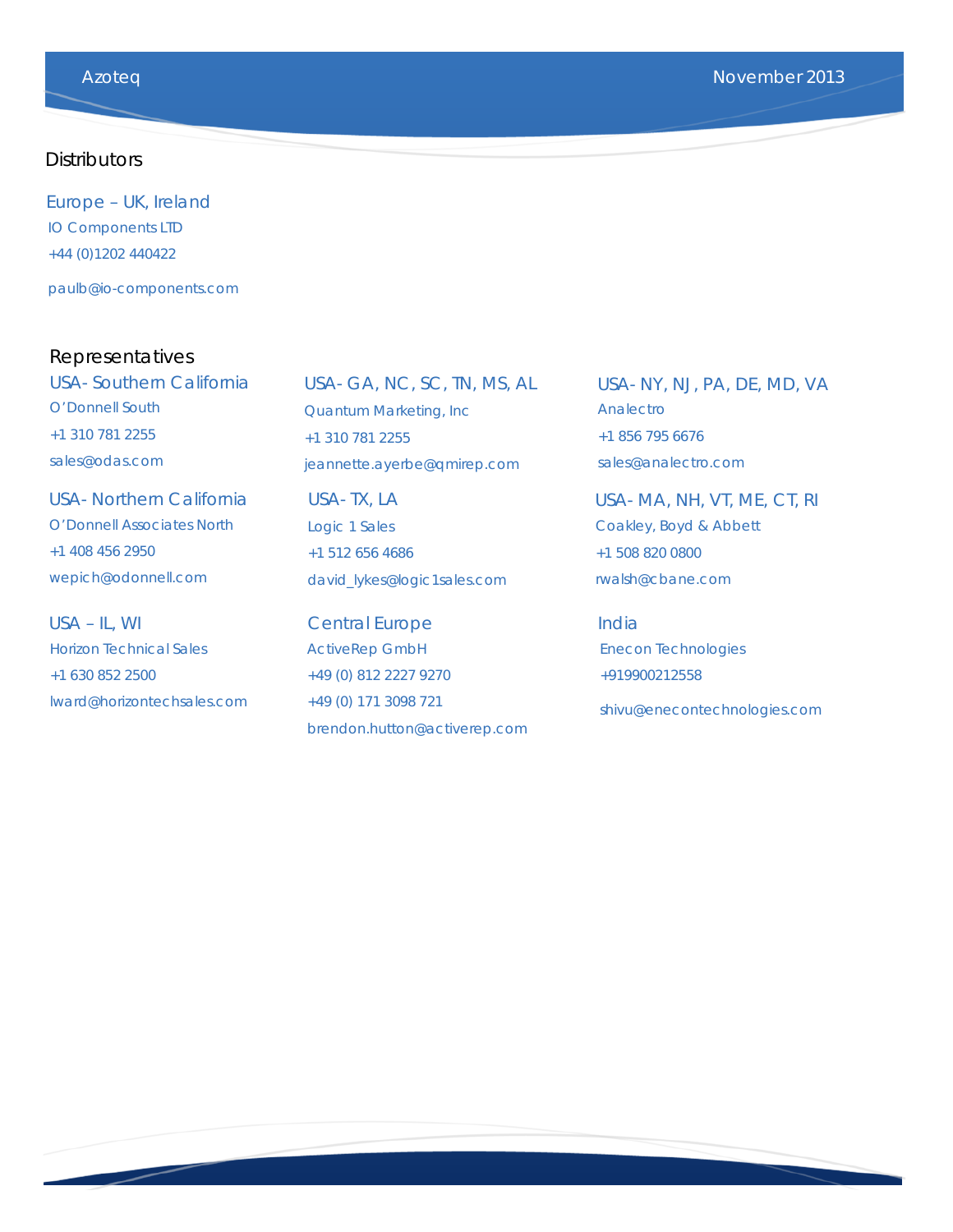## Distributors

### Europe – UK, Ireland

IO Components LTD

+44 (0)1202 440422

paulb@io-components.com

## Representatives

### USA- Southern California

O'Donnell South

+1 310 781 2255

sales@odas.com

### USA- Northern California

O'Donnell Associates North

+1 408 456 2950

wepich@odonnell.com

### USA – IL, WI

Horizon Technical Sales

+1 630 852 2500

lward@horizontechsales.com

### USA- GA, NC, SC, TN, MS, AL

Quantum Marketing, Inc

+1 310 781 2255

jeannette.ayerbe@qmirep.com

### USA- TX, LA

Logic 1 Sales

+1 512 656 4686

david_lykes@logic1sales.com

### Central Europe

ActiveRep GmbH

+49 (0) 812 2227 9270

+49 (0) 171 3098 721

brendon.hutton@activerep.com

### USA- NY, NJ, PA, DE, MD, VA

Analectro

+1 856 795 6676

sales@analectro.com

### USA- MA, NH, VT, ME, CT, RI

Coakley, Boyd & Abbett

+1 508 820 0800

rwalsh@cbane.com

### India

Enecon Technologies

+919900212558

shivu@enecontechnologies.com